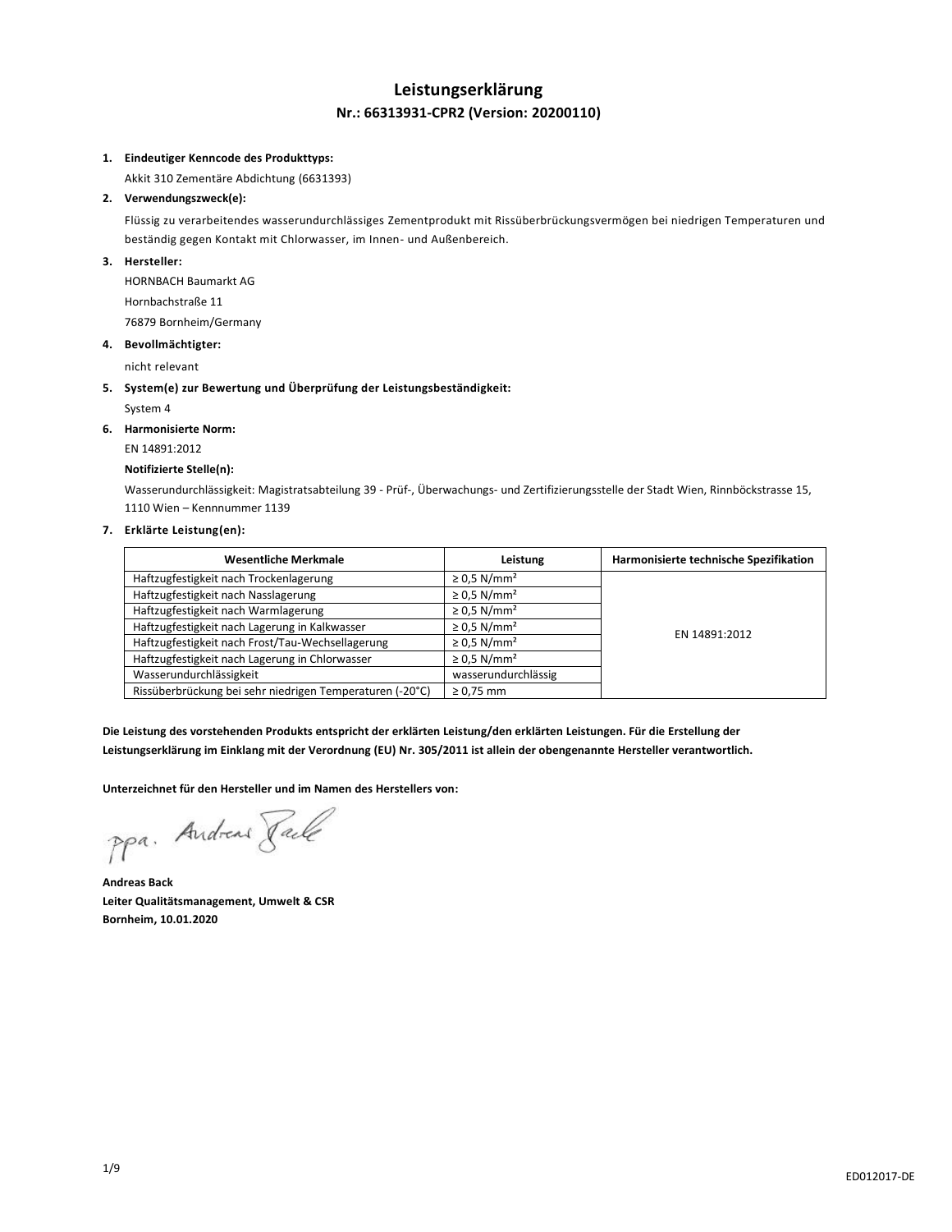# Leistungserklärung

## Nr.: 66313931-CPR2 (Version: 20200110)

1. **Eindeutiger Kenncode des Produkttyps:**

   Akkit 310 Zementäre Abdichtung (6631393)

2. **Verwendungszweck(e):**

   Flüssig zu verarbeitendes wasserundurchlässiges Zementprodukt mit Rissüberbrückungsvermögen bei niedrigen Temperaturen und beständig gegen Kontakt mit Chlorwasser, im Innen- und Außenbereich.

3. **Hersteller:**

   HORNBACH Baumarkt AG
   Hornbachstraße 11
   76879 Bornheim/Germany

4. **Bevollmächtigter:**

   nicht relevant

5. **System(e) zur Bewertung und Überprüfung der Leistungsbeständigkeit:**

   System 4

6. **Harmonisierte Norm:**

   EN 14891:2012

   **Notifizierte Stelle(n):**

   Wasserundurchlässigkeit: Magistratsabteilung 39 - Prüf-, Überwachungs- und Zertifizierungsstelle der Stadt Wien, Rinnböckstrasse 15, 1110 Wien – Kennnummer 1139

7. **Erklärte Leistung(en):**

| Wesentliche Merkmale | Leistung | Harmonisierte technische Spezifikation |
|---|---|---|
| Haftzugfestigkeit nach Trockenlagerung | ≥ 0,5 N/mm² | EN 14891:2012 |
| Haftzugfestigkeit nach Nasslagerung | ≥ 0,5 N/mm² | |
| Haftzugfestigkeit nach Warmlagerung | ≥ 0,5 N/mm² | |
| Haftzugfestigkeit nach Lagerung in Kalkwasser | ≥ 0,5 N/mm² | |
| Haftzugfestigkeit nach Frost/Tau-Wechsellagerung | ≥ 0,5 N/mm² | |
| Haftzugfestigkeit nach Lagerung in Chlorwasser | ≥ 0,5 N/mm² | |
| Wasserundurchlässigkeit | wasserundurchlässig | |
| Rissüberbrückung bei sehr niedrigen Temperaturen (-20°C) | ≥ 0,75 mm | |

**Die Leistung des vorstehenden Produkts entspricht der erklärten Leistung/den erklärten Leistungen. Für die Erstellung der Leistungserklärung im Einklang mit der Verordnung (EU) Nr. 305/2011 ist allein der obengenannte Hersteller verantwortlich.**

**Unterzeichnet für den Hersteller und im Namen des Herstellers von:**

ppa. Andreas Back

**Andreas Back**
**Leiter Qualitätsmanagement, Umwelt & CSR**
**Bornheim, 10.01.2020**

ED012017-DE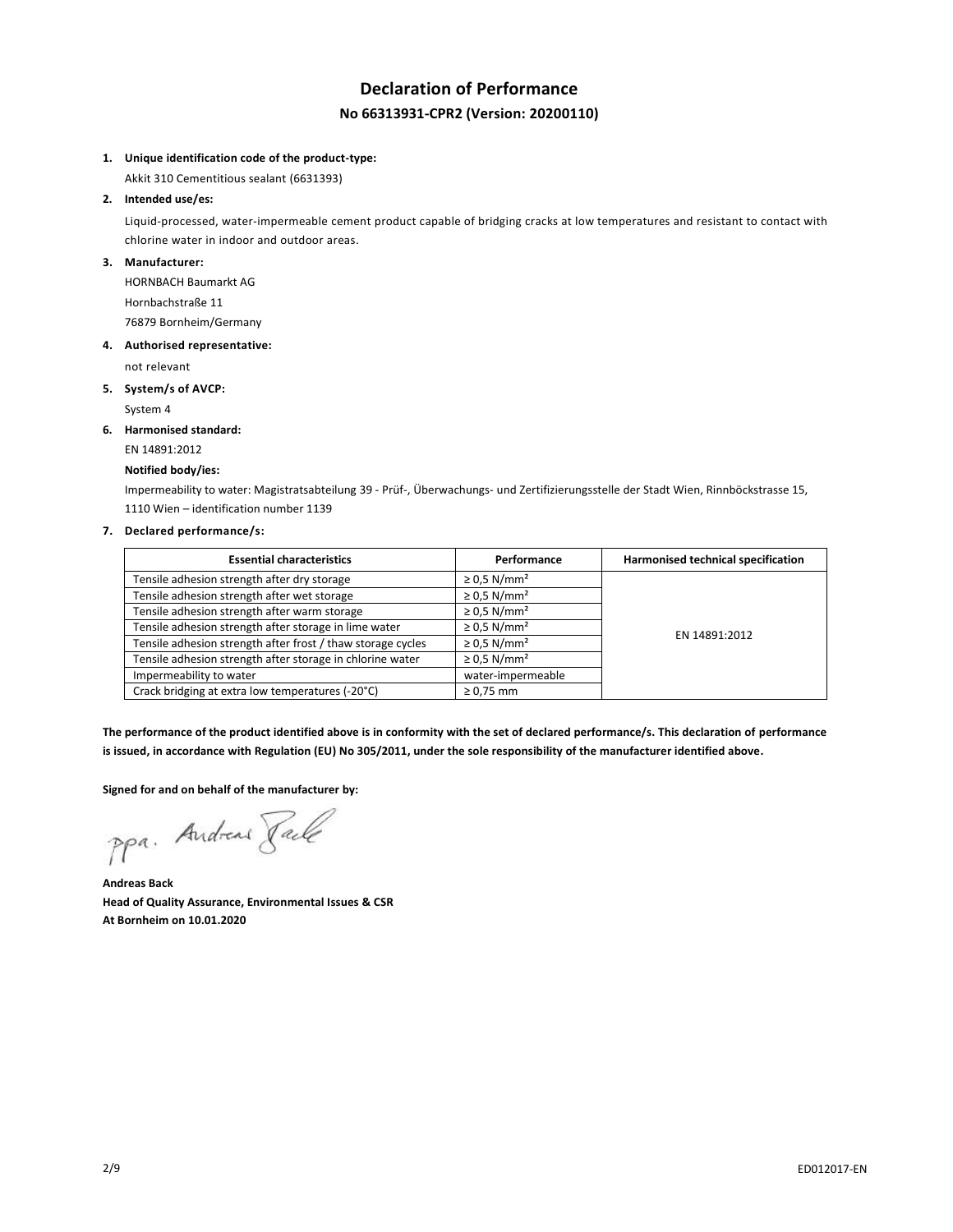# Declaration of Performance

## No 66313931-CPR2 (Version: 20200110)

1. **Unique identification code of the product-type:**

   Akkit 310 Cementitious sealant (6631393)

2. **Intended use/es:**

   Liquid-processed, water-impermeable cement product capable of bridging cracks at low temperatures and resistant to contact with chlorine water in indoor and outdoor areas.

3. **Manufacturer:**

   HORNBACH Baumarkt AG
   Hornbachstraße 11
   76879 Bornheim/Germany

4. **Authorised representative:**

   not relevant

5. **System/s of AVCP:**

   System 4

6. **Harmonised standard:**

   EN 14891:2012

   **Notified body/ies:**

   Impermeability to water: Magistratsabteilung 39 - Prüf-, Überwachungs- und Zertifizierungsstelle der Stadt Wien, Rinnböckstrasse 15, 1110 Wien – identification number 1139

7. **Declared performance/s:**

| Essential characteristics | Performance | Harmonised technical specification |
|---|---|---|
| Tensile adhesion strength after dry storage | ≥ 0,5 N/mm² | EN 14891:2012 |
| Tensile adhesion strength after wet storage | ≥ 0,5 N/mm² | |
| Tensile adhesion strength after warm storage | ≥ 0,5 N/mm² | |
| Tensile adhesion strength after storage in lime water | ≥ 0,5 N/mm² | |
| Tensile adhesion strength after frost / thaw storage cycles | ≥ 0,5 N/mm² | |
| Tensile adhesion strength after storage in chlorine water | ≥ 0,5 N/mm² | |
| Impermeability to water | water-impermeable | |
| Crack bridging at extra low temperatures (-20°C) | ≥ 0,75 mm | |

**The performance of the product identified above is in conformity with the set of declared performance/s. This declaration of performance is issued, in accordance with Regulation (EU) No 305/2011, under the sole responsibility of the manufacturer identified above.**

**Signed for and on behalf of the manufacturer by:**

ppa. Andreas Back

**Andreas Back**
**Head of Quality Assurance, Environmental Issues & CSR**
**At Bornheim on 10.01.2020**

ED012017-EN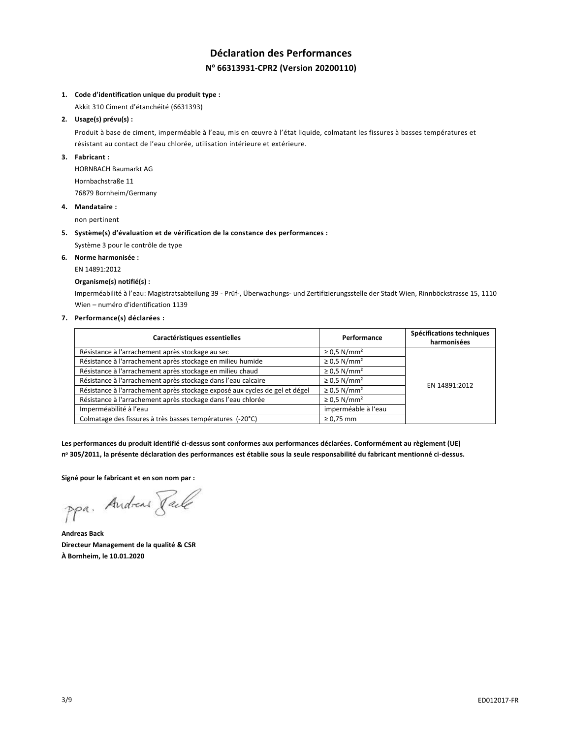# Déclaration des Performances

## N° 66313931-CPR2 (Version 20200110)

1. **Code d'identification unique du produit type :**

   Akkit 310 Ciment d'étanchéité (6631393)

2. **Usage(s) prévu(s) :**

   Produit à base de ciment, imperméable à l'eau, mis en œuvre à l'état liquide, colmatant les fissures à basses températures et résistant au contact de l'eau chlorée, utilisation intérieure et extérieure.

3. **Fabricant :**

   HORNBACH Baumarkt AG
   Hornbachstraße 11
   76879 Bornheim/Germany

4. **Mandataire :**

   non pertinent

5. **Système(s) d'évaluation et de vérification de la constance des performances :**

   Système 3 pour le contrôle de type

6. **Norme harmonisée :**

   EN 14891:2012

   **Organisme(s) notifié(s) :**

   Imperméabilité à l'eau: Magistratsabteilung 39 - Prüf-, Überwachungs- und Zertifizierungsstelle der Stadt Wien, Rinnböckstrasse 15, 1110 Wien – numéro d'identification 1139

7. **Performance(s) déclarées :**

| Caractéristiques essentielles | Performance | Spécifications techniques harmonisées |
|---|---|---|
| Résistance à l'arrachement après stockage au sec | ≥ 0,5 N/mm² | EN 14891:2012 |
| Résistance à l'arrachement après stockage en milieu humide | ≥ 0,5 N/mm² | |
| Résistance à l'arrachement après stockage en milieu chaud | ≥ 0,5 N/mm² | |
| Résistance à l'arrachement après stockage dans l'eau calcaire | ≥ 0,5 N/mm² | |
| Résistance à l'arrachement après stockage exposé aux cycles de gel et dégel | ≥ 0,5 N/mm² | |
| Résistance à l'arrachement après stockage dans l'eau chlorée | ≥ 0,5 N/mm² | |
| Imperméabilité à l'eau | imperméable à l'eau | |
| Colmatage des fissures à très basses températures (-20°C) | ≥ 0,75 mm | |

**Les performances du produit identifié ci-dessus sont conformes aux performances déclarées. Conformément au règlement (UE) n° 305/2011, la présente déclaration des performances est établie sous la seule responsabilité du fabricant mentionné ci-dessus.**

**Signé pour le fabricant et en son nom par :**

ppa. Andreas Back

**Andreas Back**
**Directeur Management de la qualité & CSR**
**À Bornheim, le 10.01.2020**

ED012017-FR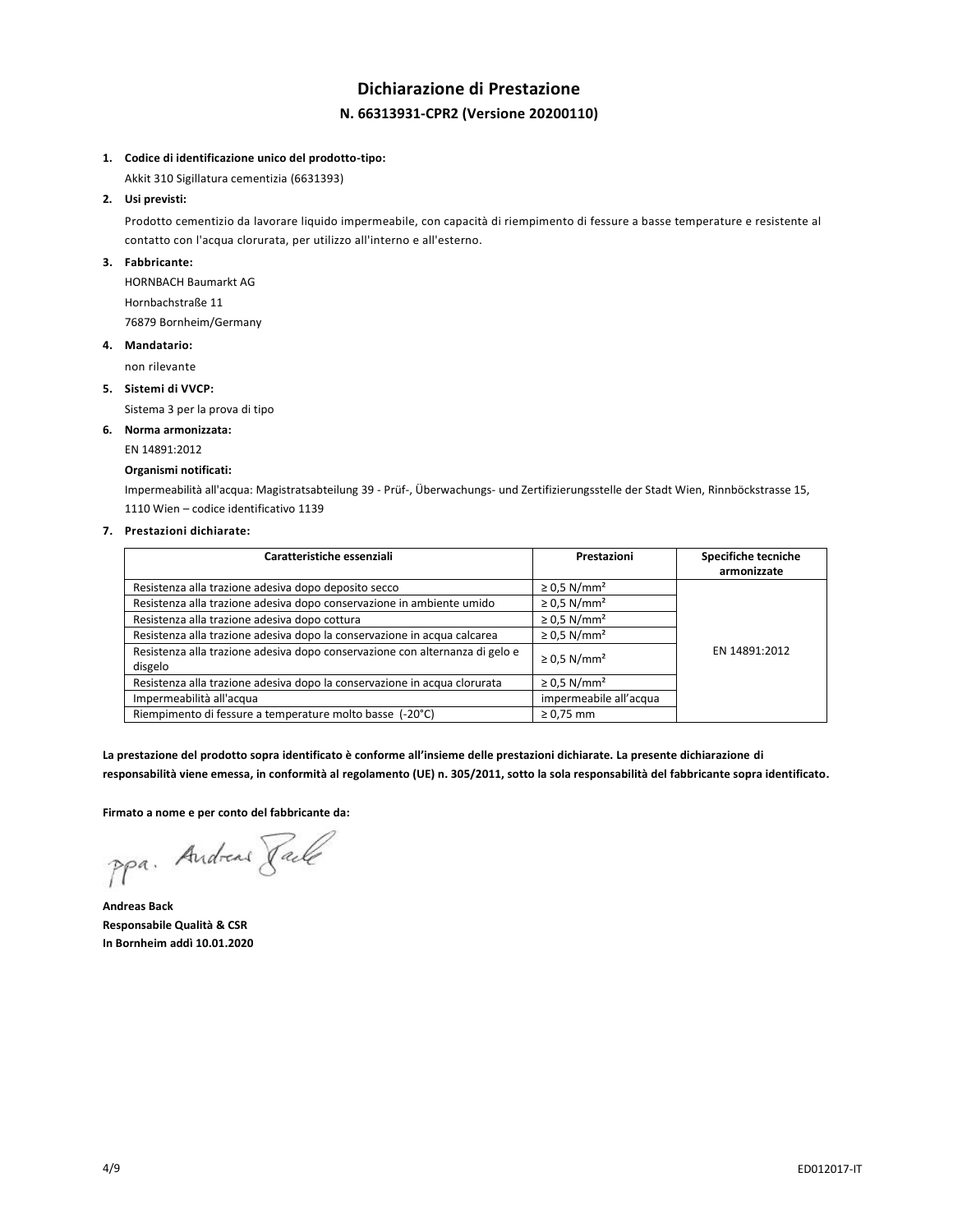# Dichiarazione di Prestazione

## N. 66313931-CPR2 (Versione 20200110)

1. **Codice di identificazione unico del prodotto-tipo:**

   Akkit 310 Sigillatura cementizia (6631393)

2. **Usi previsti:**

   Prodotto cementizio da lavorare liquido impermeabile, con capacità di riempimento di fessure a basse temperature e resistente al contatto con l'acqua clorurata, per utilizzo all'interno e all'esterno.

3. **Fabbricante:**

   HORNBACH Baumarkt AG

   Hornbachstraße 11

   76879 Bornheim/Germany

4. **Mandatario:**

   non rilevante

5. **Sistemi di VVCP:**

   Sistema 3 per la prova di tipo

6. **Norma armonizzata:**

   EN 14891:2012

   **Organismi notificati:**

   Impermeabilità all'acqua: Magistratsabteilung 39 - Prüf-, Überwachungs- und Zertifizierungsstelle der Stadt Wien, Rinnböckstrasse 15, 1110 Wien – codice identificativo 1139

7. **Prestazioni dichiarate:**

| Caratteristiche essenziali | Prestazioni | Specifiche tecniche armonizzate |
|---|---|---|
| Resistenza alla trazione adesiva dopo deposito secco | ≥ 0,5 N/mm² | EN 14891:2012 |
| Resistenza alla trazione adesiva dopo conservazione in ambiente umido | ≥ 0,5 N/mm² | |
| Resistenza alla trazione adesiva dopo cottura | ≥ 0,5 N/mm² | |
| Resistenza alla trazione adesiva dopo la conservazione in acqua calcarea | ≥ 0,5 N/mm² | |
| Resistenza alla trazione adesiva dopo conservazione con alternanza di gelo e disgelo | ≥ 0,5 N/mm² | |
| Resistenza alla trazione adesiva dopo la conservazione in acqua clorurata | ≥ 0,5 N/mm² | |
| Impermeabilità all'acqua | impermeabile all'acqua | |
| Riempimento di fessure a temperature molto basse (-20°C) | ≥ 0,75 mm | |

**La prestazione del prodotto sopra identificato è conforme all'insieme delle prestazioni dichiarate. La presente dichiarazione di responsabilità viene emessa, in conformità al regolamento (UE) n. 305/2011, sotto la sola responsabilità del fabbricante sopra identificato.**

**Firmato a nome e per conto del fabbricante da:**

ppa. Andreas Back

**Andreas Back**
**Responsabile Qualità & CSR**
**In Bornheim addì 10.01.2020**

ED012017-IT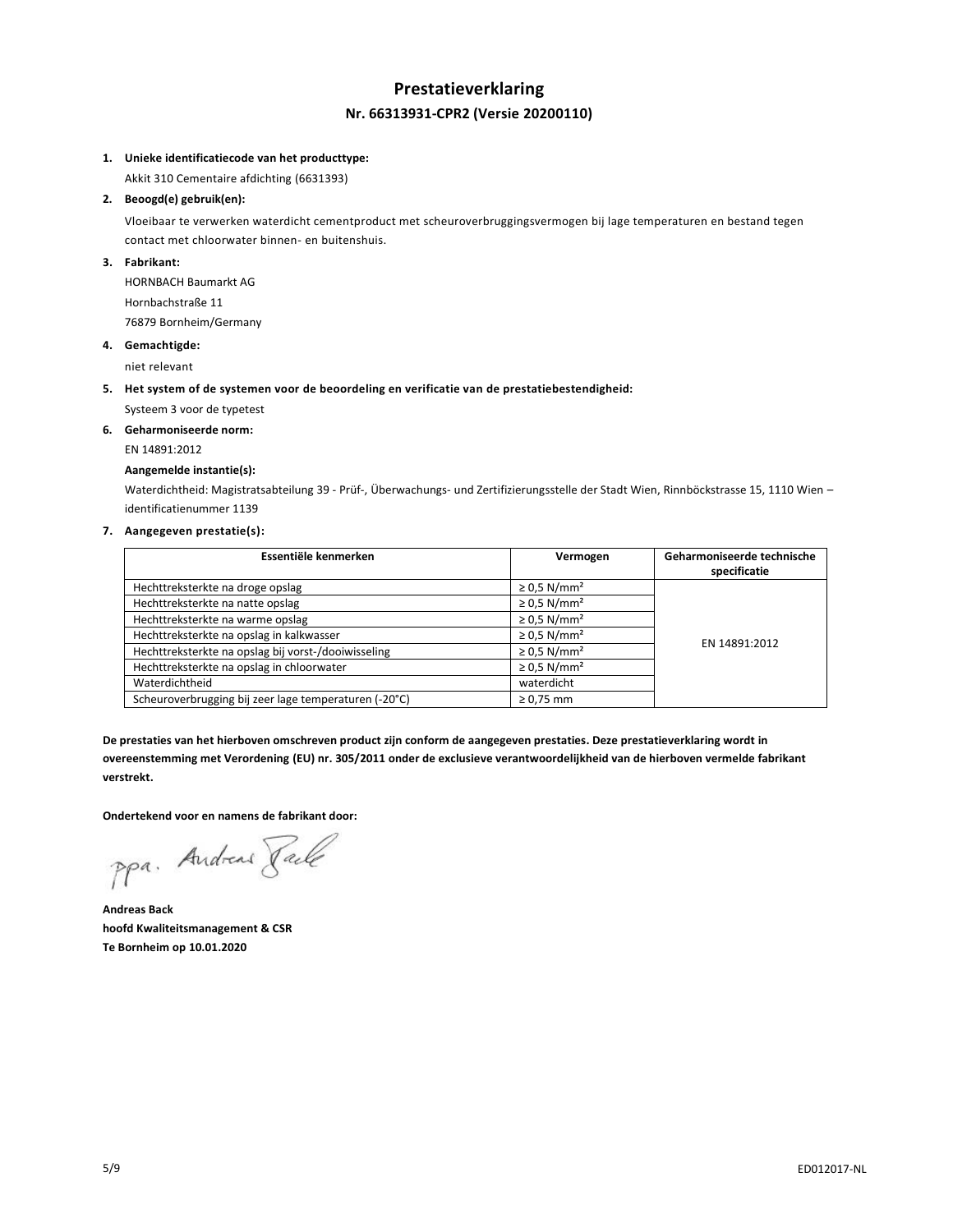# Prestatieverklaring

## Nr. 66313931-CPR2 (Versie 20200110)

1. **Unieke identificatiecode van het producttype:**

   Akkit 310 Cementaire afdichting (6631393)

2. **Beoogd(e) gebruik(en):**

   Vloeibaar te verwerken waterdicht cementproduct met scheuroverbruggingsvermogen bij lage temperaturen en bestand tegen contact met chloorwater binnen- en buitenshuis.

3. **Fabrikant:**

   HORNBACH Baumarkt AG

   Hornbachstraße 11

   76879 Bornheim/Germany

4. **Gemachtigde:**

   niet relevant

5. **Het system of de systemen voor de beoordeling en verificatie van de prestatiebestendigheid:**

   Systeem 3 voor de typetest

6. **Geharmoniseerde norm:**

   EN 14891:2012

   **Aangemelde instantie(s):**

   Waterdichtheid: Magistratsabteilung 39 - Prüf-, Überwachungs- und Zertifizierungsstelle der Stadt Wien, Rinnböckstrasse 15, 1110 Wien – identificatienummer 1139

7. **Aangegeven prestatie(s):**

| Essentiële kenmerken | Vermogen | Geharmoniseerde technische specificatie |
|---|---|---|
| Hechttreksterkte na droge opslag | ≥ 0,5 N/mm² | EN 14891:2012 |
| Hechttreksterkte na natte opslag | ≥ 0,5 N/mm² | |
| Hechttreksterkte na warme opslag | ≥ 0,5 N/mm² | |
| Hechttreksterkte na opslag in kalkwasser | ≥ 0,5 N/mm² | |
| Hechttreksterkte na opslag bij vorst-/dooiwisseling | ≥ 0,5 N/mm² | |
| Hechttreksterkte na opslag in chloorwater | ≥ 0,5 N/mm² | |
| Waterdichtheid | waterdicht | |
| Scheuroverbrugging bij zeer lage temperaturen (-20°C) | ≥ 0,75 mm | |

**De prestaties van het hierboven omschreven product zijn conform de aangegeven prestaties. Deze prestatieverklaring wordt in overeenstemming met Verordening (EU) nr. 305/2011 onder de exclusieve verantwoordelijkheid van de hierboven vermelde fabrikant verstrekt.**

**Ondertekend voor en namens de fabrikant door:**

ppa. Andreas Back

**Andreas Back**

**hoofd Kwaliteitsmanagement & CSR**

**Te Bornheim op 10.01.2020**

ED012017-NL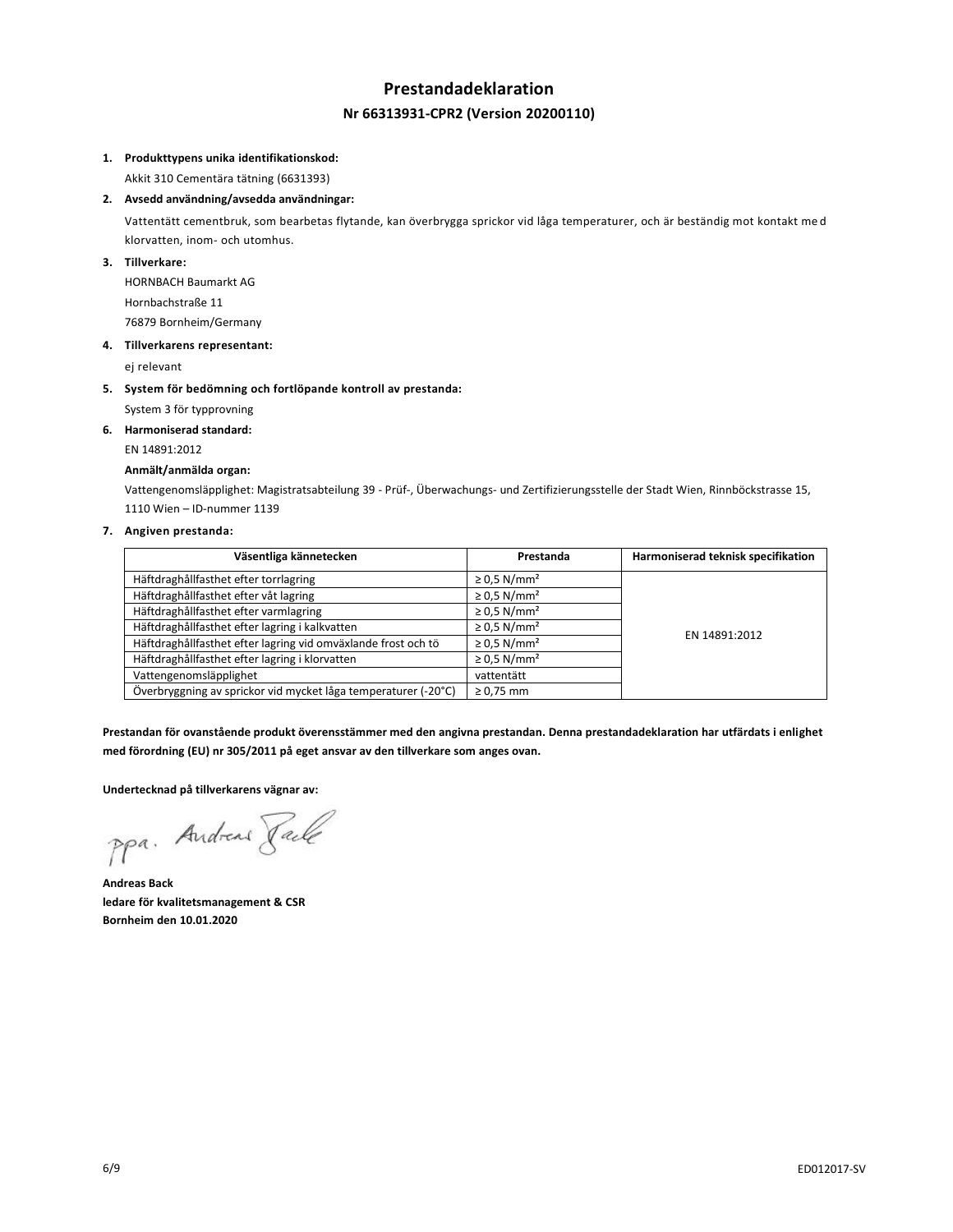# Prestandadeklaration

## Nr 66313931-CPR2 (Version 20200110)

1. **Produkttypens unika identifikationskod:**

   Akkit 310 Cementära tätning (6631393)

2. **Avsedd användning/avsedda användningar:**

   Vattentätt cementbruk, som bearbetas flytande, kan överbrygga sprickor vid låga temperaturer, och är beständig mot kontakt med klorvatten, inom- och utomhus.

3. **Tillverkare:**

   HORNBACH Baumarkt AG
   Hornbachstraße 11
   76879 Bornheim/Germany

4. **Tillverkarens representant:**

   ej relevant

5. **System för bedömning och fortlöpande kontroll av prestanda:**

   System 3 för typprovning

6. **Harmoniserad standard:**

   EN 14891:2012

   **Anmält/anmälda organ:**

   Vattengenomsläpplighet: Magistratsabteilung 39 - Prüf-, Überwachungs- und Zertifizierungsstelle der Stadt Wien, Rinnböckstrasse 15, 1110 Wien – ID-nummer 1139

7. **Angiven prestanda:**

| Väsentliga kännetecken | Prestanda | Harmoniserad teknisk specifikation |
|---|---|---|
| Häftdraghållfasthet efter torrlagring | ≥ 0,5 N/mm² | EN 14891:2012 |
| Häftdraghållfasthet efter våt lagring | ≥ 0,5 N/mm² | |
| Häftdraghållfasthet efter varmlagring | ≥ 0,5 N/mm² | |
| Häftdraghållfasthet efter lagring i kalkvatten | ≥ 0,5 N/mm² | |
| Häftdraghållfasthet efter lagring vid omväxlande frost och tö | ≥ 0,5 N/mm² | |
| Häftdraghållfasthet efter lagring i klorvatten | ≥ 0,5 N/mm² | |
| Vattengenomsläpplighet | vattentätt | |
| Överbryggning av sprickor vid mycket låga temperaturer (-20°C) | ≥ 0,75 mm | |

**Prestandan för ovanstående produkt överensstämmer med den angivna prestandan. Denna prestandadeklaration har utfärdats i enlighet med förordning (EU) nr 305/2011 på eget ansvar av den tillverkare som anges ovan.**

**Undertecknad på tillverkarens vägnar av:**

ppa. Andreas Back

**Andreas Back**
**ledare för kvalitetsmanagement & CSR**
**Bornheim den 10.01.2020**

ED012017-SV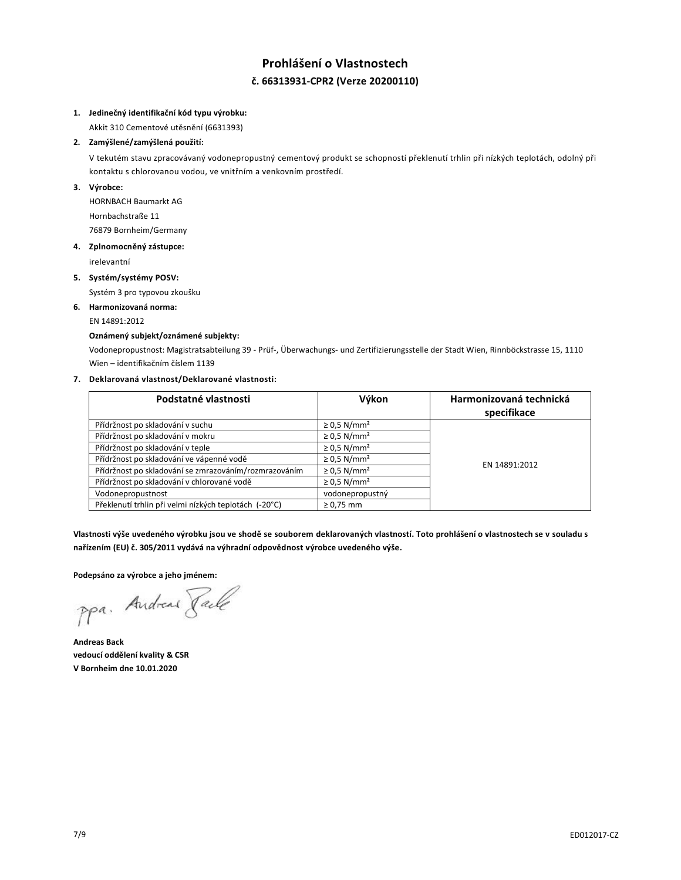# Prohlášení o Vlastnostech

## č. 66313931-CPR2 (Verze 20200110)

1. **Jedinečný identifikační kód typu výrobku:**

   Akkit 310 Cementové utěsnění (6631393)

2. **Zamýšlené/zamýšlená použití:**

   V tekutém stavu zpracovávaný vodonepropustný cementový produkt se schopností překlenutí trhlin při nízkých teplotách, odolný při kontaktu s chlorovanou vodou, ve vnitřním a venkovním prostředí.

3. **Výrobce:**

   HORNBACH Baumarkt AG
   Hornbachstraße 11
   76879 Bornheim/Germany

4. **Zplnomocněný zástupce:**

   irelevantní

5. **Systém/systémy POSV:**

   Systém 3 pro typovou zkoušku

6. **Harmonizovaná norma:**

   EN 14891:2012

   **Oznámený subjekt/oznámené subjekty:**

   Vodonepropustnost: Magistratsabteilung 39 - Prüf-, Überwachungs- und Zertifizierungsstelle der Stadt Wien, Rinnböckstrasse 15, 1110 Wien – identifikačním číslem 1139

7. **Deklarovaná vlastnost/Deklarované vlastnosti:**

| Podstatné vlastnosti | Výkon | Harmonizovaná technická specifikace |
|---|---|---|
| Přídržnost po skladování v suchu | ≥ 0,5 N/mm² | EN 14891:2012 |
| Přídržnost po skladování v mokru | ≥ 0,5 N/mm² | |
| Přídržnost po skladování v teple | ≥ 0,5 N/mm² | |
| Přídržnost po skladování ve vápenné vodě | ≥ 0,5 N/mm² | |
| Přídržnost po skladování se zmrazováním/rozmrazováním | ≥ 0,5 N/mm² | |
| Přídržnost po skladování v chlorované vodě | ≥ 0,5 N/mm² | |
| Vodonepropustnost | vodonepropustný | |
| Překlenutí trhlin při velmi nízkých teplotách (-20°C) | ≥ 0,75 mm | |

**Vlastnosti výše uvedeného výrobku jsou ve shodě se souborem deklarovaných vlastností. Toto prohlášení o vlastnostech se v souladu s nařízením (EU) č. 305/2011 vydává na výhradní odpovědnost výrobce uvedeného výše.**

**Podepsáno za výrobce a jeho jménem:**

ppa. Andreas Back

**Andreas Back**
**vedoucí oddělení kvality & CSR**
**V Bornheim dne 10.01.2020**

ED012017-CZ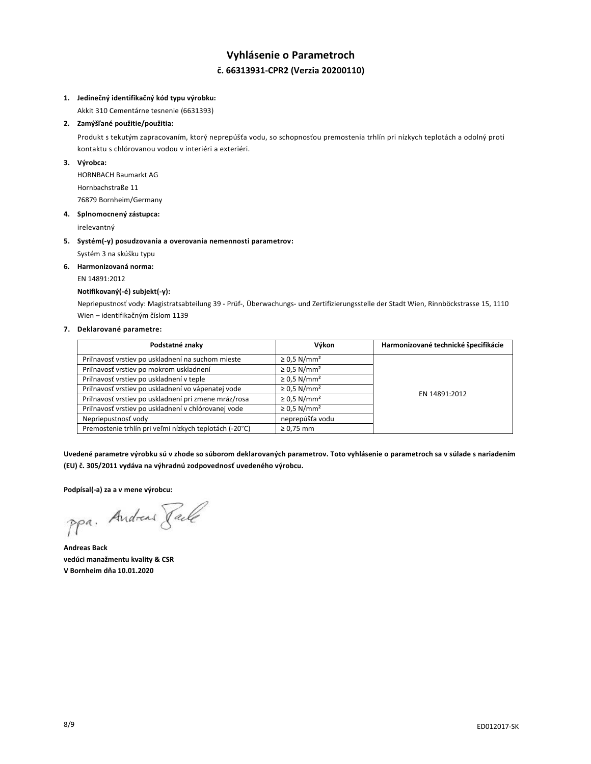# Vyhlásenie o Parametroch

## č. 66313931-CPR2 (Verzia 20200110)

1. **Jedinečný identifikačný kód typu výrobku:**

   Akkit 310 Cementárne tesnenie (6631393)

2. **Zamýšľané použitie/použitia:**

   Produkt s tekutým zapracovaním, ktorý neprepúšťa vodu, so schopnosťou premostenia trhlín pri nízkych teplotách a odolný proti kontaktu s chlórovanou vodou v interiéri a exteriéri.

3. **Výrobca:**

   HORNBACH Baumarkt AG
   Hornbachstraße 11
   76879 Bornheim/Germany

4. **Splnomocnený zástupca:**

   irelevantný

5. **Systém(-y) posudzovania a overovania nemennosti parametrov:**

   Systém 3 na skúšku typu

6. **Harmonizovaná norma:**

   EN 14891:2012

   **Notifikovaný(-é) subjekt(-y):**

   Nepriepustnosť vody: Magistratsabteilung 39 - Prüf-, Überwachungs- und Zertifizierungsstelle der Stadt Wien, Rinnböckstrasse 15, 1110 Wien – identifikačným číslom 1139

7. **Deklarované parametre:**

| Podstatné znaky | Výkon | Harmonizované technické špecifikácie |
|---|---|---|
| Priľnavosť vrstiev po uskladnení na suchom mieste | ≥ 0,5 N/mm² | EN 14891:2012 |
| Priľnavosť vrstiev po mokrom uskladnení | ≥ 0,5 N/mm² | |
| Priľnavosť vrstiev po uskladnení v teple | ≥ 0,5 N/mm² | |
| Priľnavosť vrstiev po uskladnení vo vápenatej vode | ≥ 0,5 N/mm² | |
| Priľnavosť vrstiev po uskladnení pri zmene mráz/rosa | ≥ 0,5 N/mm² | |
| Priľnavosť vrstiev po uskladnení v chlórovanej vode | ≥ 0,5 N/mm² | |
| Nepriepustnosť vody | neprepúšťa vodu | |
| Premostenie trhlín pri veľmi nízkych teplotách (-20°C) | ≥ 0,75 mm | |

**Uvedené parametre výrobku sú v zhode so súborom deklarovaných parametrov. Toto vyhlásenie o parametroch sa v súlade s nariadením (EU) č. 305/2011 vydáva na výhradnú zodpovednosť uvedeného výrobcu.**

**Podpísal(-a) za a v mene výrobcu:**

ppa. Andreas Back

**Andreas Back**
**vedúci manažmentu kvality & CSR**
**V Bornheim dňa 10.01.2020**

ED012017-SK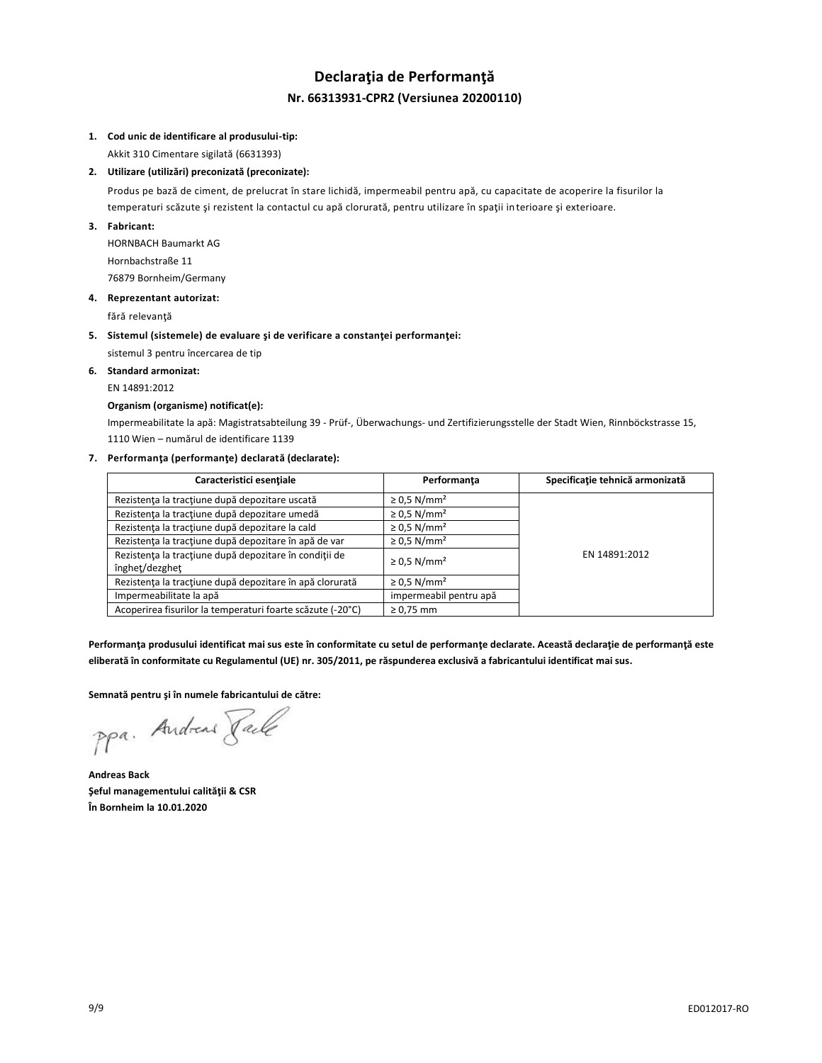# Declaraţia de Performanţă

## Nr. 66313931-CPR2 (Versiunea 20200110)

1. **Cod unic de identificare al produsului-tip:**

   Akkit 310 Cimentare sigilată (6631393)

2. **Utilizare (utilizări) preconizată (preconizate):**

   Produs pe bază de ciment, de prelucrat în stare lichidă, impermeabil pentru apă, cu capacitate de acoperire la fisurilor la temperaturi scăzute şi rezistent la contactul cu apă clorurată, pentru utilizare în spaţii interioare şi exterioare.

3. **Fabricant:**

   HORNBACH Baumarkt AG
   Hornbachstraße 11
   76879 Bornheim/Germany

4. **Reprezentant autorizat:**

   fără relevanţă

5. **Sistemul (sistemele) de evaluare şi de verificare a constanţei performanţei:**

   sistemul 3 pentru încercarea de tip

6. **Standard armonizat:**

   EN 14891:2012

   **Organism (organisme) notificat(e):**

   Impermeabilitate la apă: Magistratsabteilung 39 - Prüf-, Überwachungs- und Zertifizierungsstelle der Stadt Wien, Rinnböckstrasse 15, 1110 Wien – numărul de identificare 1139

7. **Performanţa (performanţe) declarată (declarate):**

| Caracteristici esenţiale | Performanţa | Specificaţie tehnică armonizată |
|---|---|---|
| Rezistenţa la tracţiune după depozitare uscată | ≥ 0,5 N/mm² | EN 14891:2012 |
| Rezistenţa la tracţiune după depozitare umedă | ≥ 0,5 N/mm² | |
| Rezistenţa la tracţiune după depozitare la cald | ≥ 0,5 N/mm² | |
| Rezistenţa la tracţiune după depozitare în apă de var | ≥ 0,5 N/mm² | |
| Rezistenţa la tracţiune după depozitare în condiţii de îngheţ/dezgheţ | ≥ 0,5 N/mm² | |
| Rezistenţa la tracţiune după depozitare în apă clorurată | ≥ 0,5 N/mm² | |
| Impermeabilitate la apă | impermeabil pentru apă | |
| Acoperirea fisurilor la temperaturi foarte scăzute (-20°C) | ≥ 0,75 mm | |

**Performanţa produsului identificat mai sus este în conformitate cu setul de performanţe declarate. Această declaraţie de performanţă este eliberată în conformitate cu Regulamentul (UE) nr. 305/2011, pe răspunderea exclusivă a fabricantului identificat mai sus.**

**Semnată pentru şi în numele fabricantului de către:**

ppa. Andreas Back

**Andreas Back**
**Şeful managementului calităţii & CSR**
**În Bornheim la 10.01.2020**

ED012017-RO